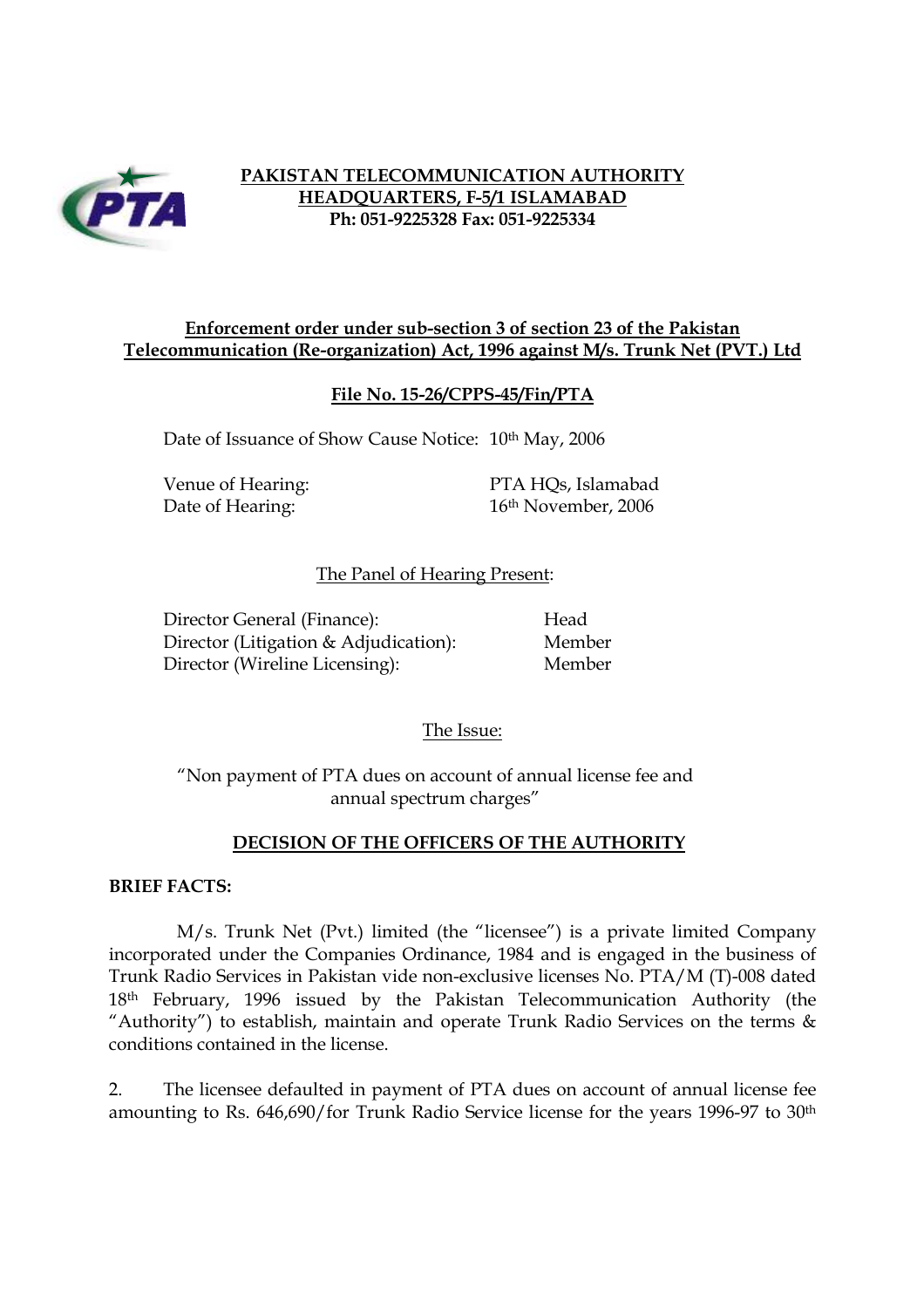**PAKISTAN TELECOMMUNICATION AUTHORITY**
**HEADQUARTERS, F-5/1 ISLAMABAD**
**Ph: 051-9225328 Fax: 051-9225334**

**Enforcement order under sub-section 3 of section 23 of the Pakistan Telecommunication (Re-organization) Act, 1996 against M/s. Trunk Net (PVT.) Ltd**

**File No. 15-26/CPPS-45/Fin/PTA**

Date of Issuance of Show Cause Notice: 10th May, 2006

| | |
|---|---|
| Venue of Hearing: | PTA HQs, Islamabad |
| Date of Hearing: | 16th November, 2006 |

The Panel of Hearing Present:

| | |
|---|---|
| Director General (Finance): | Head |
| Director (Litigation & Adjudication): | Member |
| Director (Wireline Licensing): | Member |

The Issue:

"Non payment of PTA dues on account of annual license fee and annual spectrum charges"

## DECISION OF THE OFFICERS OF THE AUTHORITY

**BRIEF FACTS:**

M/s. Trunk Net (Pvt.) limited (the "licensee") is a private limited Company incorporated under the Companies Ordinance, 1984 and is engaged in the business of Trunk Radio Services in Pakistan vide non-exclusive licenses No. PTA/M (T)-008 dated 18th February, 1996 issued by the Pakistan Telecommunication Authority (the "Authority") to establish, maintain and operate Trunk Radio Services on the terms & conditions contained in the license.

2. The licensee defaulted in payment of PTA dues on account of annual license fee amounting to Rs. 646,690/for Trunk Radio Service license for the years 1996-97 to 30th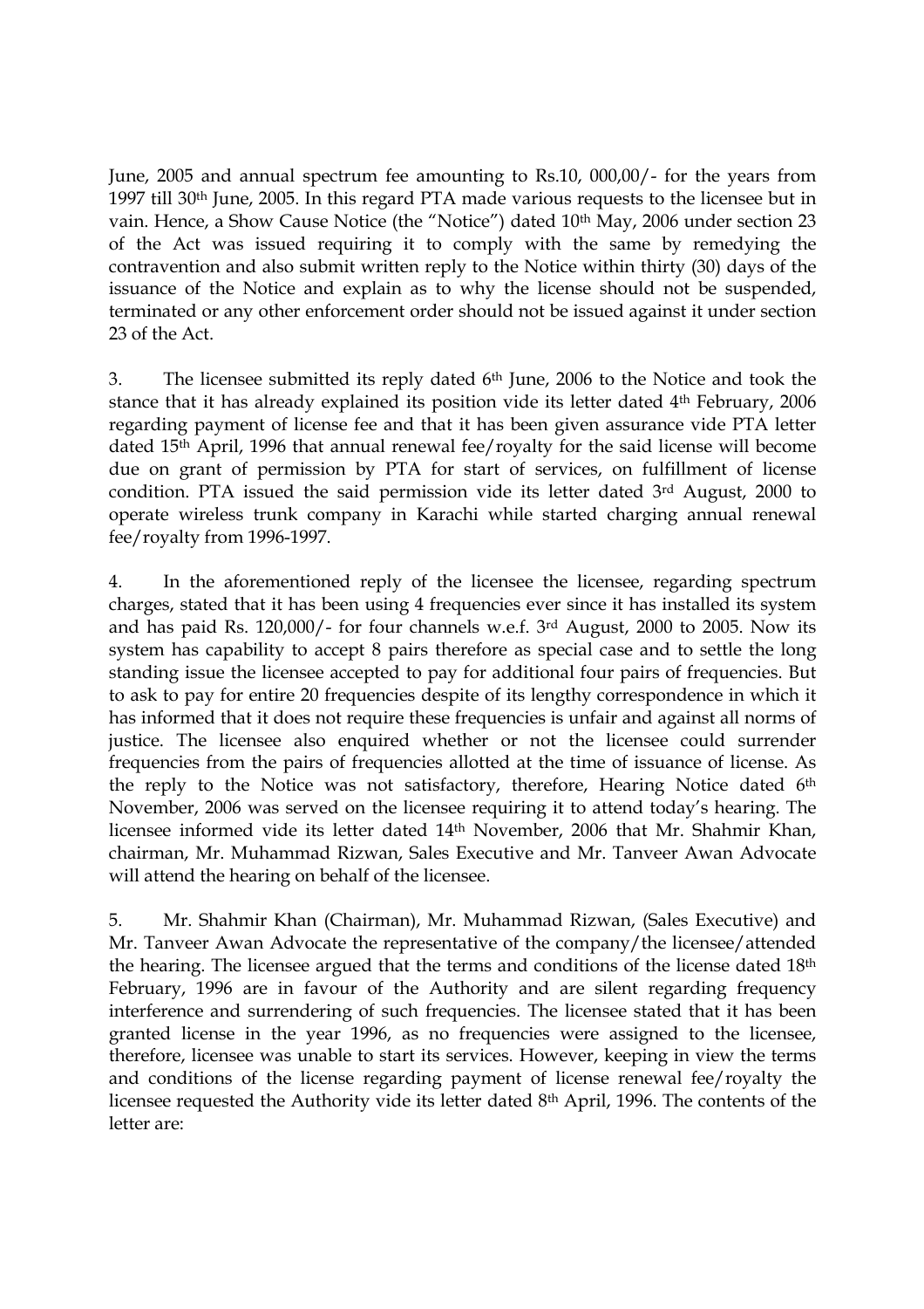June, 2005 and annual spectrum fee amounting to Rs.10, 000,00/- for the years from 1997 till 30th June, 2005. In this regard PTA made various requests to the licensee but in vain. Hence, a Show Cause Notice (the "Notice") dated 10th May, 2006 under section 23 of the Act was issued requiring it to comply with the same by remedying the contravention and also submit written reply to the Notice within thirty (30) days of the issuance of the Notice and explain as to why the license should not be suspended, terminated or any other enforcement order should not be issued against it under section 23 of the Act.

3. The licensee submitted its reply dated 6th June, 2006 to the Notice and took the stance that it has already explained its position vide its letter dated 4th February, 2006 regarding payment of license fee and that it has been given assurance vide PTA letter dated 15th April, 1996 that annual renewal fee/royalty for the said license will become due on grant of permission by PTA for start of services, on fulfillment of license condition. PTA issued the said permission vide its letter dated 3rd August, 2000 to operate wireless trunk company in Karachi while started charging annual renewal fee/royalty from 1996-1997.

4. In the aforementioned reply of the licensee the licensee, regarding spectrum charges, stated that it has been using 4 frequencies ever since it has installed its system and has paid Rs. 120,000/- for four channels w.e.f. 3rd August, 2000 to 2005. Now its system has capability to accept 8 pairs therefore as special case and to settle the long standing issue the licensee accepted to pay for additional four pairs of frequencies. But to ask to pay for entire 20 frequencies despite of its lengthy correspondence in which it has informed that it does not require these frequencies is unfair and against all norms of justice. The licensee also enquired whether or not the licensee could surrender frequencies from the pairs of frequencies allotted at the time of issuance of license. As the reply to the Notice was not satisfactory, therefore, Hearing Notice dated 6th November, 2006 was served on the licensee requiring it to attend today's hearing. The licensee informed vide its letter dated 14th November, 2006 that Mr. Shahmir Khan, chairman, Mr. Muhammad Rizwan, Sales Executive and Mr. Tanveer Awan Advocate will attend the hearing on behalf of the licensee.

5. Mr. Shahmir Khan (Chairman), Mr. Muhammad Rizwan, (Sales Executive) and Mr. Tanveer Awan Advocate the representative of the company/the licensee/attended the hearing. The licensee argued that the terms and conditions of the license dated 18th February, 1996 are in favour of the Authority and are silent regarding frequency interference and surrendering of such frequencies. The licensee stated that it has been granted license in the year 1996, as no frequencies were assigned to the licensee, therefore, licensee was unable to start its services. However, keeping in view the terms and conditions of the license regarding payment of license renewal fee/royalty the licensee requested the Authority vide its letter dated 8th April, 1996. The contents of the letter are: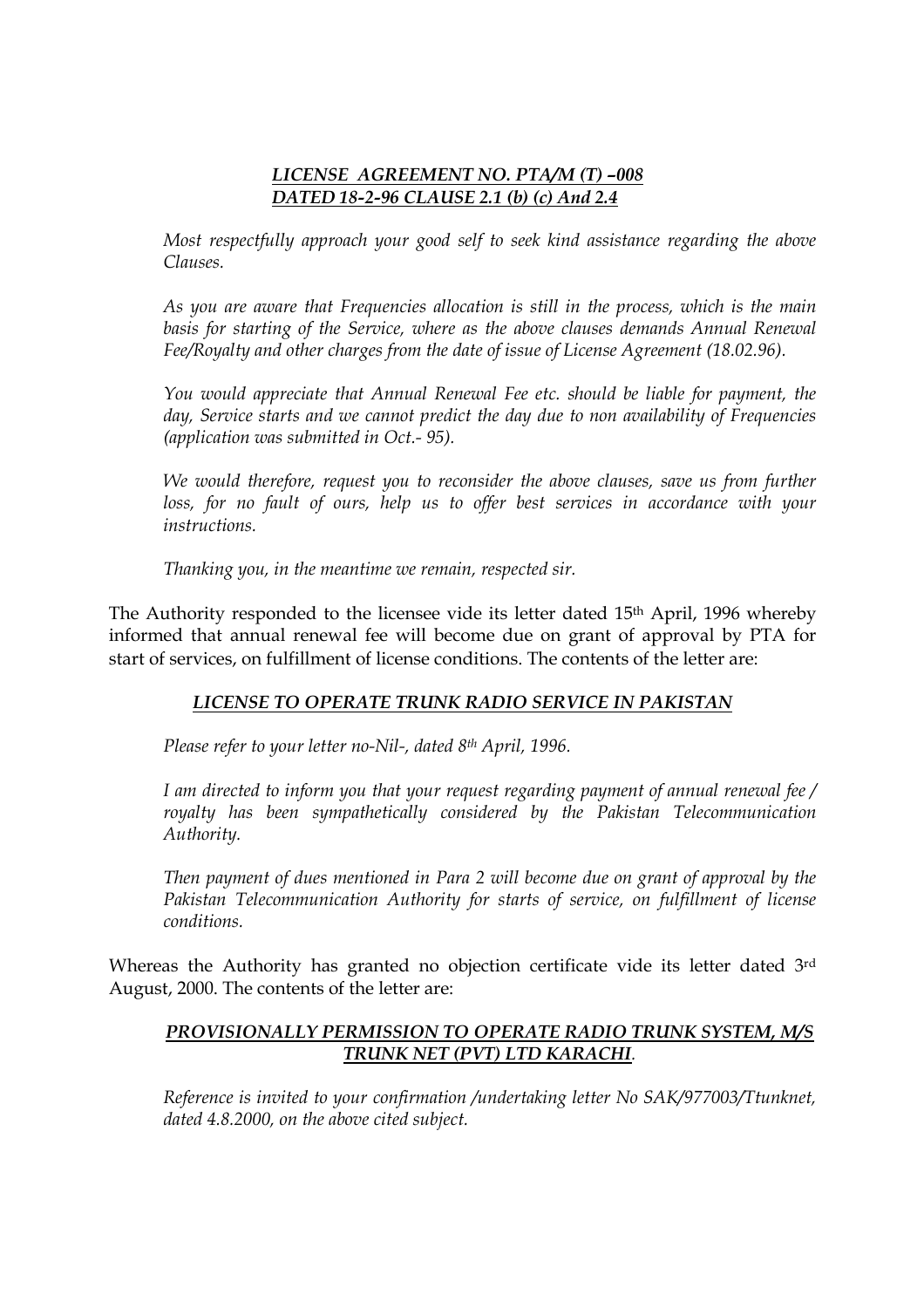***LICENSE AGREEMENT NO. PTA/M (T) –008***
***DATED 18-2-96 CLAUSE 2.1 (b) (c) And 2.4***

*Most respectfully approach your good self to seek kind assistance regarding the above Clauses.*

*As you are aware that Frequencies allocation is still in the process, which is the main basis for starting of the Service, where as the above clauses demands Annual Renewal Fee/Royalty and other charges from the date of issue of License Agreement (18.02.96).*

*You would appreciate that Annual Renewal Fee etc. should be liable for payment, the day, Service starts and we cannot predict the day due to non availability of Frequencies (application was submitted in Oct.- 95).*

*We would therefore, request you to reconsider the above clauses, save us from further loss, for no fault of ours, help us to offer best services in accordance with your instructions.*

*Thanking you, in the meantime we remain, respected sir.*

The Authority responded to the licensee vide its letter dated 15th April, 1996 whereby informed that annual renewal fee will become due on grant of approval by PTA for start of services, on fulfillment of license conditions. The contents of the letter are:

***LICENSE TO OPERATE TRUNK RADIO SERVICE IN PAKISTAN***

*Please refer to your letter no-Nil-, dated 8th April, 1996.*

*I am directed to inform you that your request regarding payment of annual renewal fee / royalty has been sympathetically considered by the Pakistan Telecommunication Authority.*

*Then payment of dues mentioned in Para 2 will become due on grant of approval by the Pakistan Telecommunication Authority for starts of service, on fulfillment of license conditions.*

Whereas the Authority has granted no objection certificate vide its letter dated 3rd August, 2000. The contents of the letter are:

***PROVISIONALLY PERMISSION TO OPERATE RADIO TRUNK SYSTEM, M/S TRUNK NET (PVT) LTD KARACHI.***

*Reference is invited to your confirmation /undertaking letter No SAK/977003/Ttunknet, dated 4.8.2000, on the above cited subject.*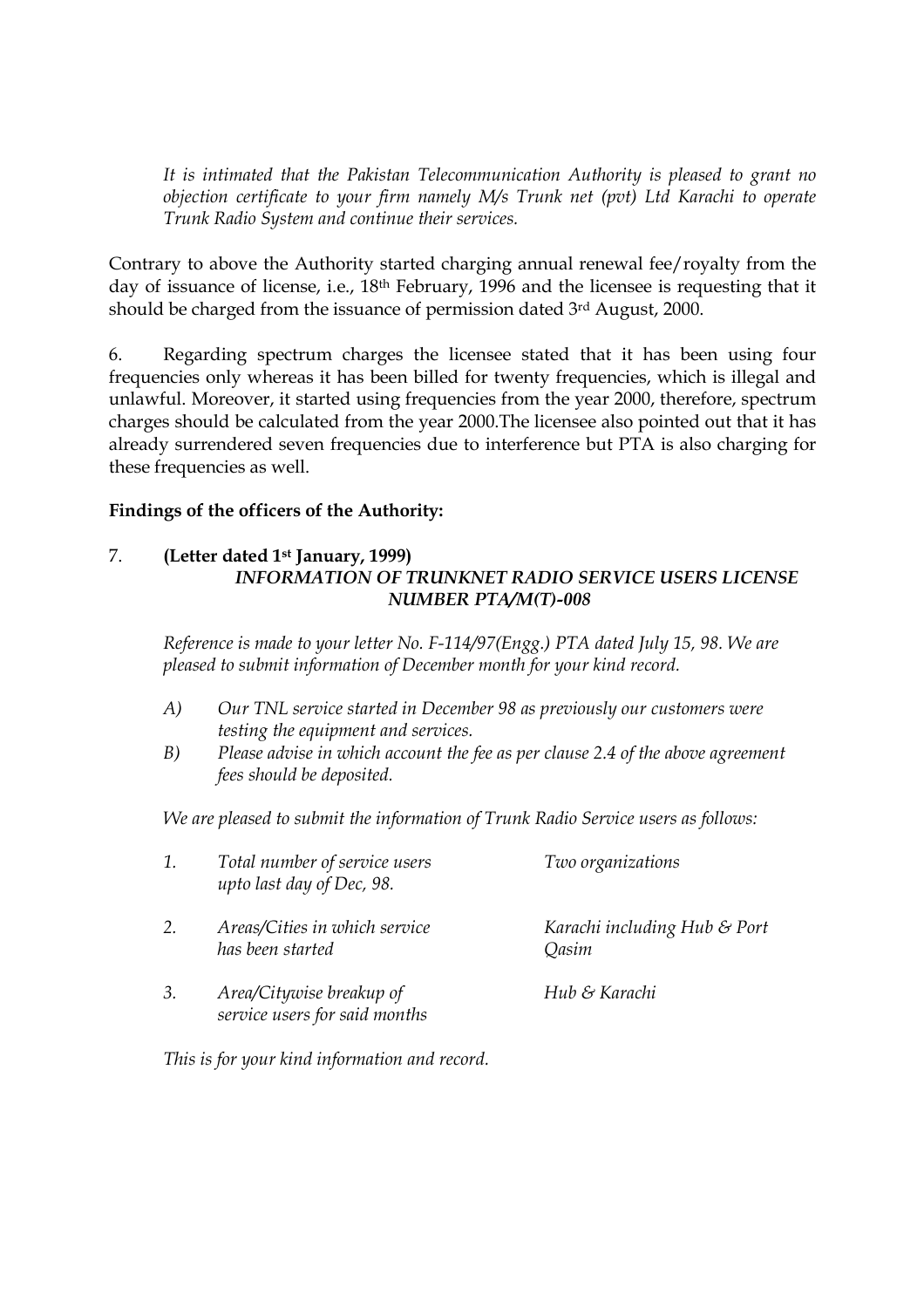*It is intimated that the Pakistan Telecommunication Authority is pleased to grant no objection certificate to your firm namely M/s Trunk net (pvt) Ltd Karachi to operate Trunk Radio System and continue their services.*

Contrary to above the Authority started charging annual renewal fee/royalty from the day of issuance of license, i.e., 18th February, 1996 and the licensee is requesting that it should be charged from the issuance of permission dated 3rd August, 2000.

6. Regarding spectrum charges the licensee stated that it has been using four frequencies only whereas it has been billed for twenty frequencies, which is illegal and unlawful. Moreover, it started using frequencies from the year 2000, therefore, spectrum charges should be calculated from the year 2000.The licensee also pointed out that it has already surrendered seven frequencies due to interference but PTA is also charging for these frequencies as well.

**Findings of the officers of the Authority:**

7. **(Letter dated 1st January, 1999)**

***INFORMATION OF TRUNKNET RADIO SERVICE USERS LICENSE NUMBER PTA/M(T)-008***

*Reference is made to your letter No. F-114/97(Engg.) PTA dated July 15, 98. We are pleased to submit information of December month for your kind record.*

*A) Our TNL service started in December 98 as previously our customers were testing the equipment and services.*

*B) Please advise in which account the fee as per clause 2.4 of the above agreement fees should be deposited.*

*We are pleased to submit the information of Trunk Radio Service users as follows:*

| | | |
|---|---|---|
| *1.* | *Total number of service users upto last day of Dec, 98.* | *Two organizations* |
| *2.* | *Areas/Cities in which service has been started* | *Karachi including Hub & Port Qasim* |
| *3.* | *Area/Citywise breakup of service users for said months* | *Hub & Karachi* |

*This is for your kind information and record.*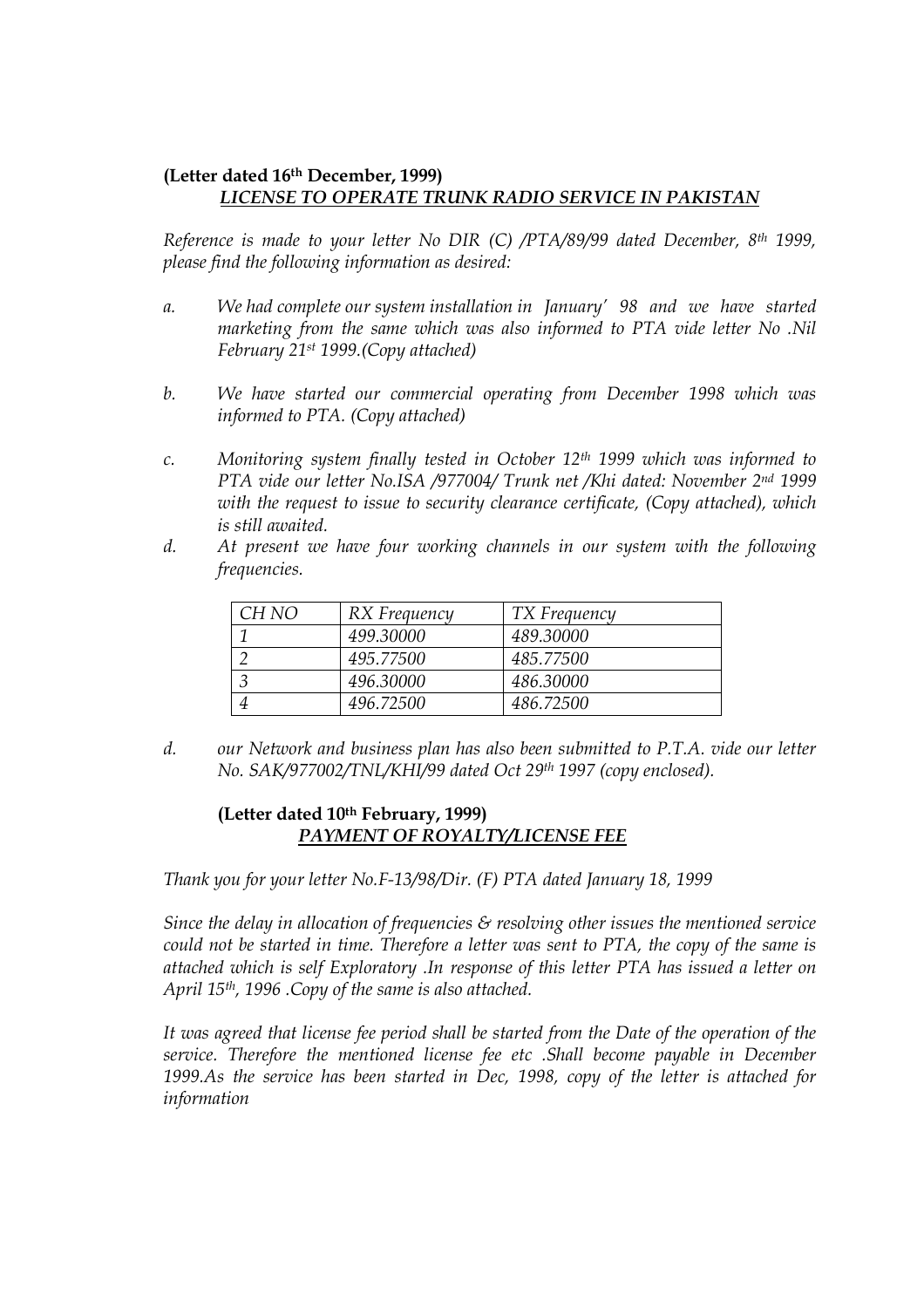**(Letter dated 16th December, 1999)**

***LICENSE TO OPERATE TRUNK RADIO SERVICE IN PAKISTAN***

*Reference is made to your letter No DIR (C) /PTA/89/99 dated December, 8th 1999, please find the following information as desired:*

*a. We had complete our system installation in January' 98 and we have started marketing from the same which was also informed to PTA vide letter No .Nil February 21st 1999.(Copy attached)*

*b. We have started our commercial operating from December 1998 which was informed to PTA. (Copy attached)*

*c. Monitoring system finally tested in October 12th 1999 which was informed to PTA vide our letter No.ISA /977004/ Trunk net /Khi dated: November 2nd 1999 with the request to issue to security clearance certificate, (Copy attached), which is still awaited.*

*d. At present we have four working channels in our system with the following frequencies.*

| *CH NO* | *RX Frequency* | *TX Frequency* |
|---|---|---|
| *1* | *499.30000* | *489.30000* |
| *2* | *495.77500* | *485.77500* |
| *3* | *496.30000* | *486.30000* |
| *4* | *496.72500* | *486.72500* |

*d. our Network and business plan has also been submitted to P.T.A. vide our letter No. SAK/977002/TNL/KHI/99 dated Oct 29th 1997 (copy enclosed).*

**(Letter dated 10th February, 1999)**

***PAYMENT OF ROYALTY/LICENSE FEE***

*Thank you for your letter No.F-13/98/Dir. (F) PTA dated January 18, 1999*

*Since the delay in allocation of frequencies & resolving other issues the mentioned service could not be started in time. Therefore a letter was sent to PTA, the copy of the same is attached which is self Exploratory .In response of this letter PTA has issued a letter on April 15th, 1996 .Copy of the same is also attached.*

*It was agreed that license fee period shall be started from the Date of the operation of the service. Therefore the mentioned license fee etc .Shall become payable in December 1999.As the service has been started in Dec, 1998, copy of the letter is attached for information*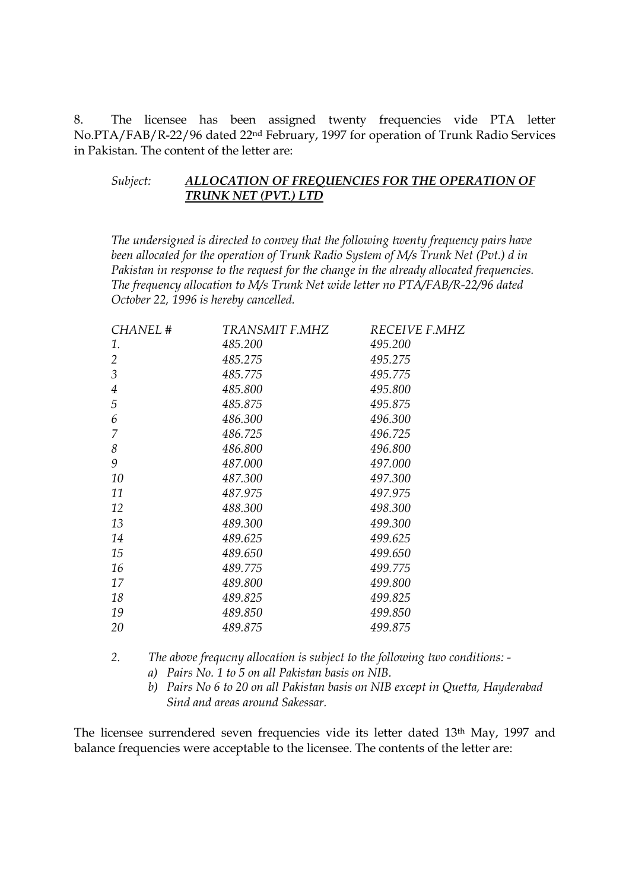8. The licensee has been assigned twenty frequencies vide PTA letter No.PTA/FAB/R-22/96 dated 22nd February, 1997 for operation of Trunk Radio Services in Pakistan. The content of the letter are:

*Subject:* ***ALLOCATION OF FREQUENCIES FOR THE OPERATION OF TRUNK NET (PVT.) LTD***

*The undersigned is directed to convey that the following twenty frequency pairs have been allocated for the operation of Trunk Radio System of M/s Trunk Net (Pvt.) d in Pakistan in response to the request for the change in the already allocated frequencies. The frequency allocation to M/s Trunk Net wide letter no PTA/FAB/R-22/96 dated October 22, 1996 is hereby cancelled.*

| *CHANEL #* | *TRANSMIT F.MHZ* | *RECEIVE F.MHZ* |
|---|---|---|
| *1.* | *485.200* | *495.200* |
| *2* | *485.275* | *495.275* |
| *3* | *485.775* | *495.775* |
| *4* | *485.800* | *495.800* |
| *5* | *485.875* | *495.875* |
| *6* | *486.300* | *496.300* |
| *7* | *486.725* | *496.725* |
| *8* | *486.800* | *496.800* |
| *9* | *487.000* | *497.000* |
| *10* | *487.300* | *497.300* |
| *11* | *487.975* | *497.975* |
| *12* | *488.300* | *498.300* |
| *13* | *489.300* | *499.300* |
| *14* | *489.625* | *499.625* |
| *15* | *489.650* | *499.650* |
| *16* | *489.775* | *499.775* |
| *17* | *489.800* | *499.800* |
| *18* | *489.825* | *499.825* |
| *19* | *489.850* | *499.850* |
| *20* | *489.875* | *499.875* |

*2. The above frequcny allocation is subject to the following two conditions: -*

*a) Pairs No. 1 to 5 on all Pakistan basis on NIB.*

*b) Pairs No 6 to 20 on all Pakistan basis on NIB except in Quetta, Hayderabad Sind and areas around Sakessar.*

The licensee surrendered seven frequencies vide its letter dated 13th May, 1997 and balance frequencies were acceptable to the licensee. The contents of the letter are: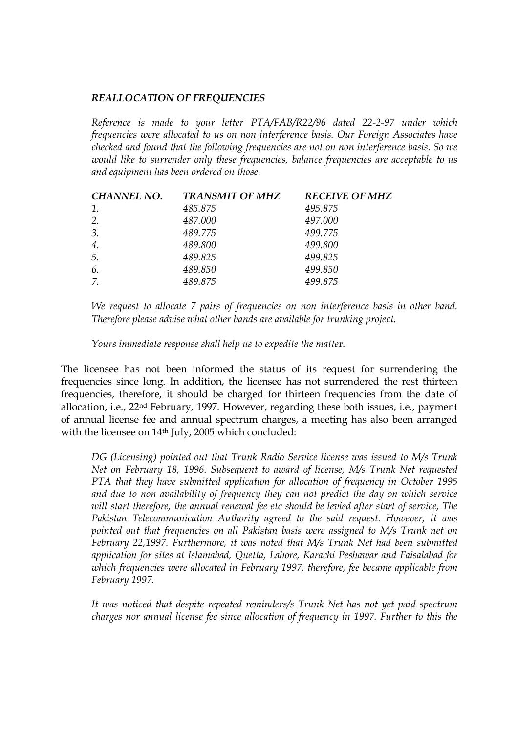***REALLOCATION OF FREQUENCIES***

*Reference is made to your letter PTA/FAB/R22/96 dated 22-2-97 under which frequencies were allocated to us on non interference basis. Our Foreign Associates have checked and found that the following frequencies are not on non interference basis. So we would like to surrender only these frequencies, balance frequencies are acceptable to us and equipment has been ordered on those.*

| *CHANNEL NO.* | *TRANSMIT OF MHZ* | *RECEIVE OF MHZ* |
|---|---|---|
| *1.* | *485.875* | *495.875* |
| *2.* | *487.000* | *497.000* |
| *3.* | *489.775* | *499.775* |
| *4.* | *489.800* | *499.800* |
| *5.* | *489.825* | *499.825* |
| *6.* | *489.850* | *499.850* |
| *7.* | *489.875* | *499.875* |

*We request to allocate 7 pairs of frequencies on non interference basis in other band. Therefore please advise what other bands are available for trunking project.*

*Yours immediate response shall help us to expedite the matter.*

The licensee has not been informed the status of its request for surrendering the frequencies since long. In addition, the licensee has not surrendered the rest thirteen frequencies, therefore, it should be charged for thirteen frequencies from the date of allocation, i.e., 22nd February, 1997. However, regarding these both issues, i.e., payment of annual license fee and annual spectrum charges, a meeting has also been arranged with the licensee on 14th July, 2005 which concluded:

*DG (Licensing) pointed out that Trunk Radio Service license was issued to M/s Trunk Net on February 18, 1996. Subsequent to award of license, M/s Trunk Net requested PTA that they have submitted application for allocation of frequency in October 1995 and due to non availability of frequency they can not predict the day on which service will start therefore, the annual renewal fee etc should be levied after start of service, The Pakistan Telecommunication Authority agreed to the said request. However, it was pointed out that frequencies on all Pakistan basis were assigned to M/s Trunk net on February 22,1997. Furthermore, it was noted that M/s Trunk Net had been submitted application for sites at Islamabad, Quetta, Lahore, Karachi Peshawar and Faisalabad for which frequencies were allocated in February 1997, therefore, fee became applicable from February 1997.*

*It was noticed that despite repeated reminders/s Trunk Net has not yet paid spectrum charges nor annual license fee since allocation of frequency in 1997. Further to this the*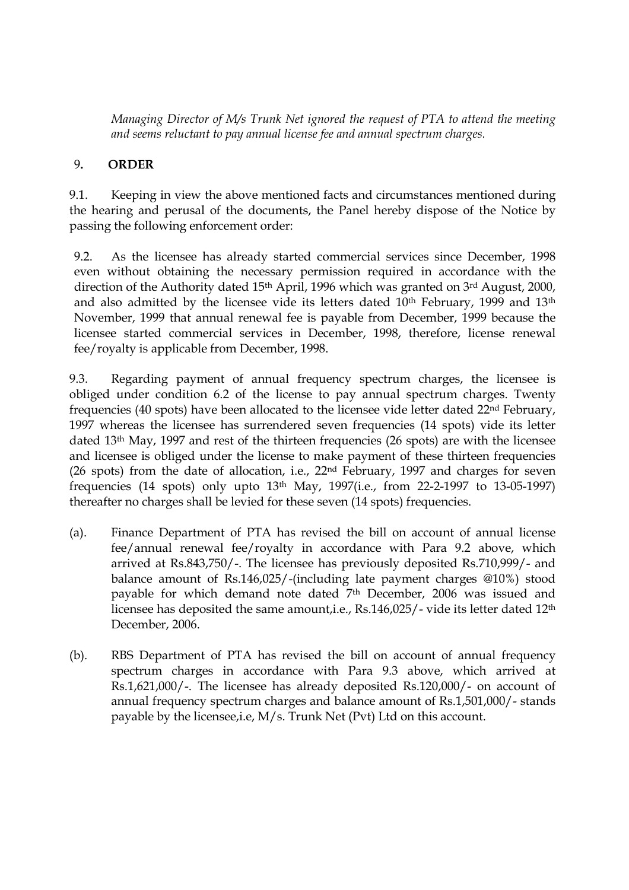*Managing Director of M/s Trunk Net ignored the request of PTA to attend the meeting and seems reluctant to pay annual license fee and annual spectrum charges.*

## 9. ORDER

9.1. Keeping in view the above mentioned facts and circumstances mentioned during the hearing and perusal of the documents, the Panel hereby dispose of the Notice by passing the following enforcement order:

9.2. As the licensee has already started commercial services since December, 1998 even without obtaining the necessary permission required in accordance with the direction of the Authority dated 15th April, 1996 which was granted on 3rd August, 2000, and also admitted by the licensee vide its letters dated 10th February, 1999 and 13th November, 1999 that annual renewal fee is payable from December, 1999 because the licensee started commercial services in December, 1998, therefore, license renewal fee/royalty is applicable from December, 1998.

9.3. Regarding payment of annual frequency spectrum charges, the licensee is obliged under condition 6.2 of the license to pay annual spectrum charges. Twenty frequencies (40 spots) have been allocated to the licensee vide letter dated 22nd February, 1997 whereas the licensee has surrendered seven frequencies (14 spots) vide its letter dated 13th May, 1997 and rest of the thirteen frequencies (26 spots) are with the licensee and licensee is obliged under the license to make payment of these thirteen frequencies (26 spots) from the date of allocation, i.e., 22nd February, 1997 and charges for seven frequencies (14 spots) only upto 13th May, 1997(i.e., from 22-2-1997 to 13-05-1997) thereafter no charges shall be levied for these seven (14 spots) frequencies.

(a). Finance Department of PTA has revised the bill on account of annual license fee/annual renewal fee/royalty in accordance with Para 9.2 above, which arrived at Rs.843,750/-. The licensee has previously deposited Rs.710,999/- and balance amount of Rs.146,025/-(including late payment charges @10%) stood payable for which demand note dated 7th December, 2006 was issued and licensee has deposited the same amount,i.e., Rs.146,025/- vide its letter dated 12th December, 2006.

(b). RBS Department of PTA has revised the bill on account of annual frequency spectrum charges in accordance with Para 9.3 above, which arrived at Rs.1,621,000/-. The licensee has already deposited Rs.120,000/- on account of annual frequency spectrum charges and balance amount of Rs.1,501,000/- stands payable by the licensee,i.e, M/s. Trunk Net (Pvt) Ltd on this account.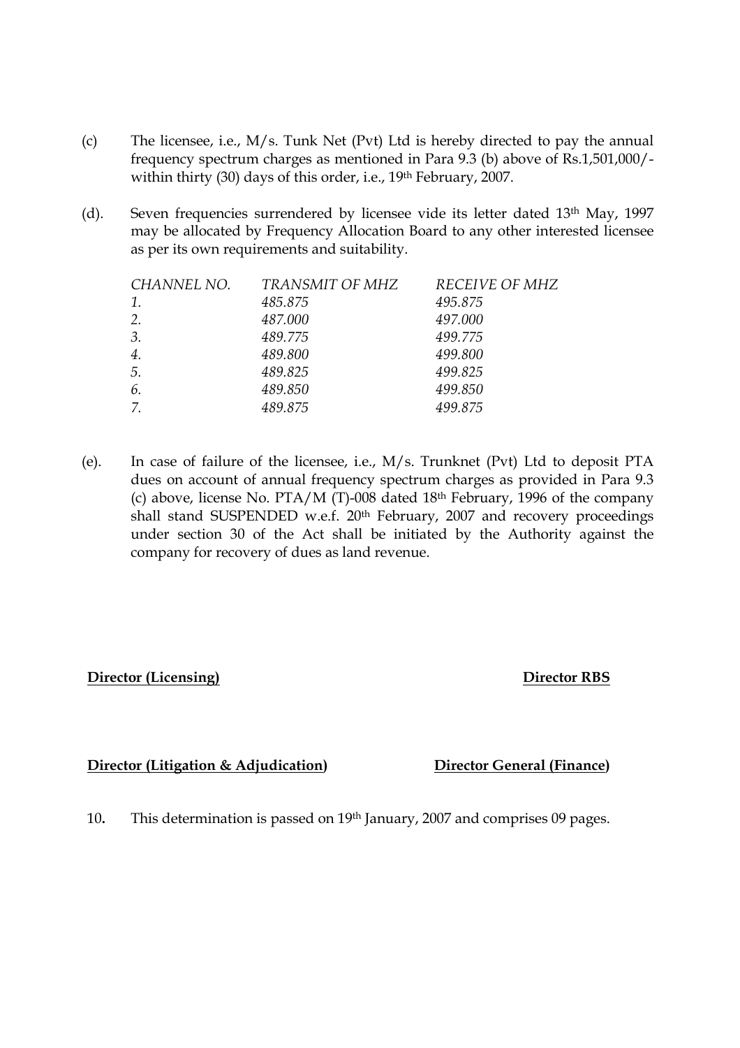(c) The licensee, i.e., M/s. Tunk Net (Pvt) Ltd is hereby directed to pay the annual frequency spectrum charges as mentioned in Para 9.3 (b) above of Rs.1,501,000/- within thirty (30) days of this order, i.e., 19th February, 2007.

(d). Seven frequencies surrendered by licensee vide its letter dated 13th May, 1997 may be allocated by Frequency Allocation Board to any other interested licensee as per its own requirements and suitability.

| *CHANNEL NO.* | *TRANSMIT OF MHZ* | *RECEIVE OF MHZ* |
|---|---|---|
| *1.* | *485.875* | *495.875* |
| *2.* | *487.000* | *497.000* |
| *3.* | *489.775* | *499.775* |
| *4.* | *489.800* | *499.800* |
| *5.* | *489.825* | *499.825* |
| *6.* | *489.850* | *499.850* |
| *7.* | *489.875* | *499.875* |

(e). In case of failure of the licensee, i.e., M/s. Trunknet (Pvt) Ltd to deposit PTA dues on account of annual frequency spectrum charges as provided in Para 9.3 (c) above, license No. PTA/M (T)-008 dated 18th February, 1996 of the company shall stand SUSPENDED w.e.f. 20th February, 2007 and recovery proceedings under section 30 of the Act shall be initiated by the Authority against the company for recovery of dues as land revenue.

**Director (Licensing)** **Director RBS**

**Director (Litigation & Adjudication)** **Director General (Finance)**

10. This determination is passed on 19th January, 2007 and comprises 09 pages.